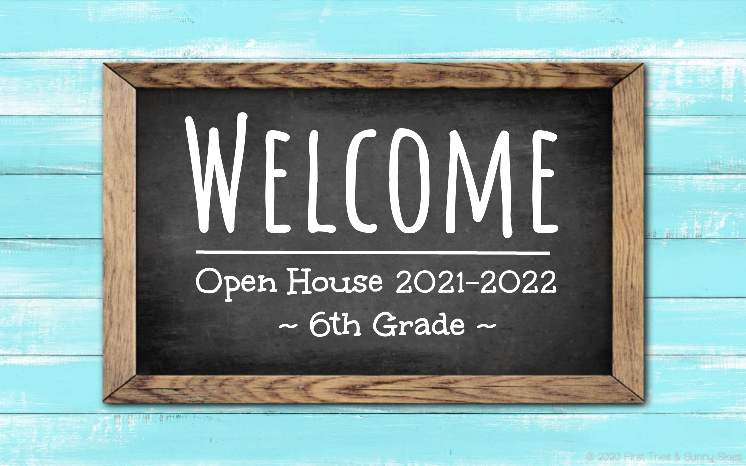# Welcome

Open House 2021-2022

~ 6th Grade ~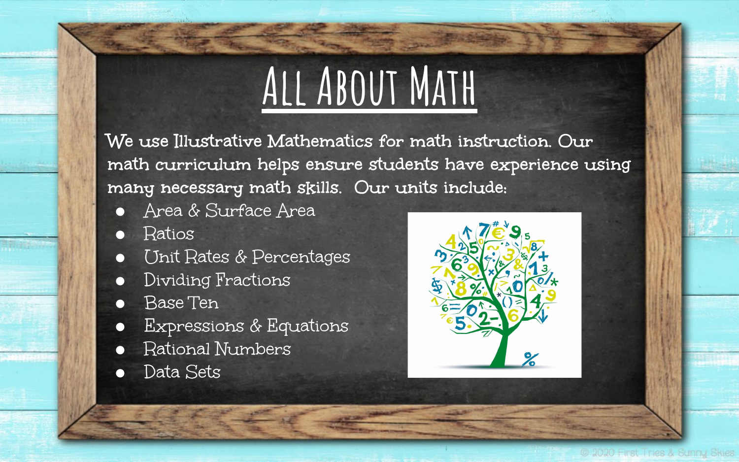# All About Math

We use Illustrative Mathematics for math instruction. Our math curriculum helps ensure students have experience using many necessary math skills. Our units include:

- Area & Surface Area
- Ratios
- Unit Rates & Percentages
- Dividing Fractions
- Base Ten
- Expressions & Equations
- Rational Numbers
- Data Sets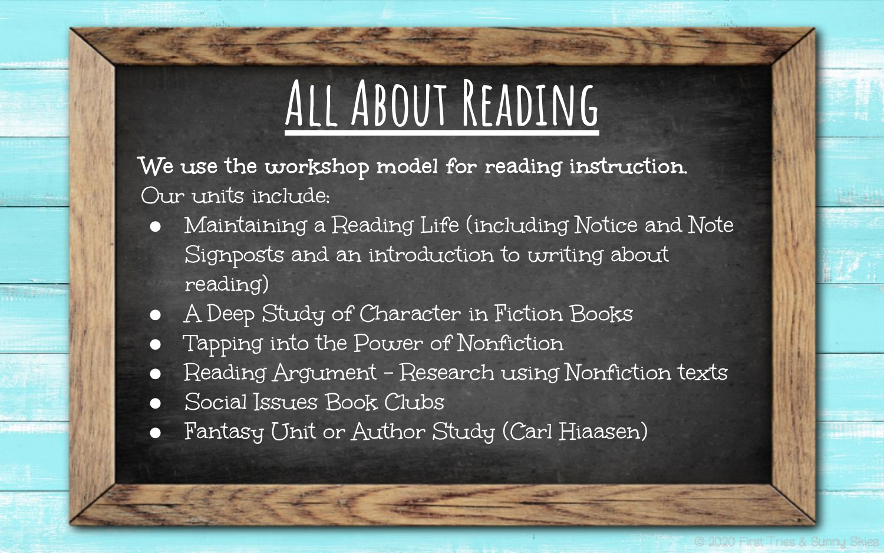# All About Reading

**We use the workshop model for reading instruction.**

Our units include:

- Maintaining a Reading Life (including Notice and Note Signposts and an introduction to writing about reading)
- A Deep Study of Character in Fiction Books
- Tapping into the Power of Nonfiction
- Reading Argument - Research using Nonfiction texts
- Social Issues Book Clubs
- Fantasy Unit or Author Study (Carl Hiaasen)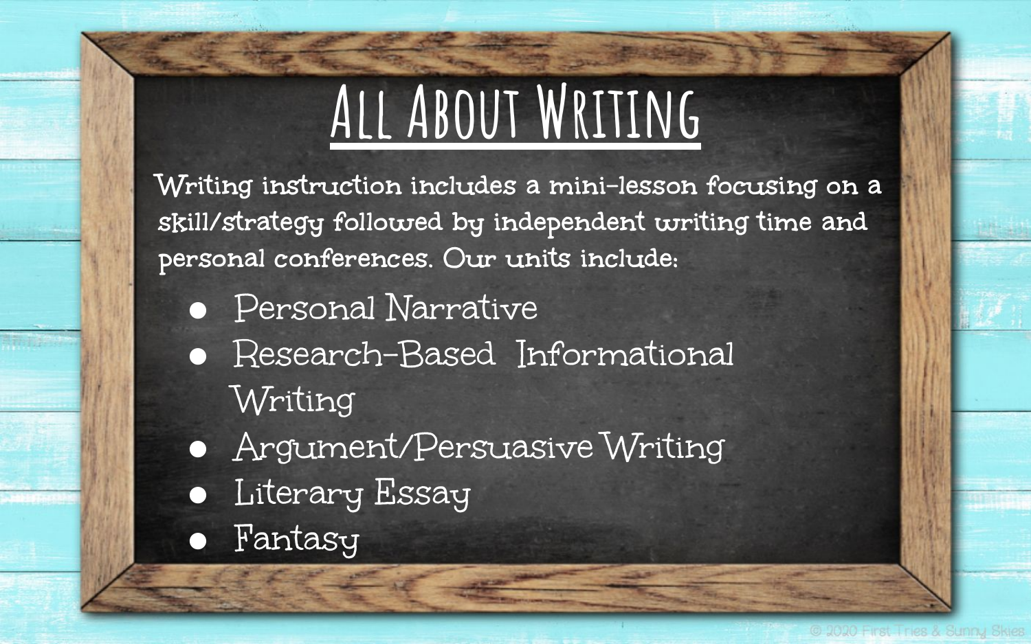# All About Writing

Writing instruction includes a mini-lesson focusing on a skill/strategy followed by independent writing time and personal conferences. Our units include:

- Personal Narrative
- Research-Based Informational Writing
- Argument/Persuasive Writing
- Literary Essay
- Fantasy

© 2020 First Tries & Sunny Skies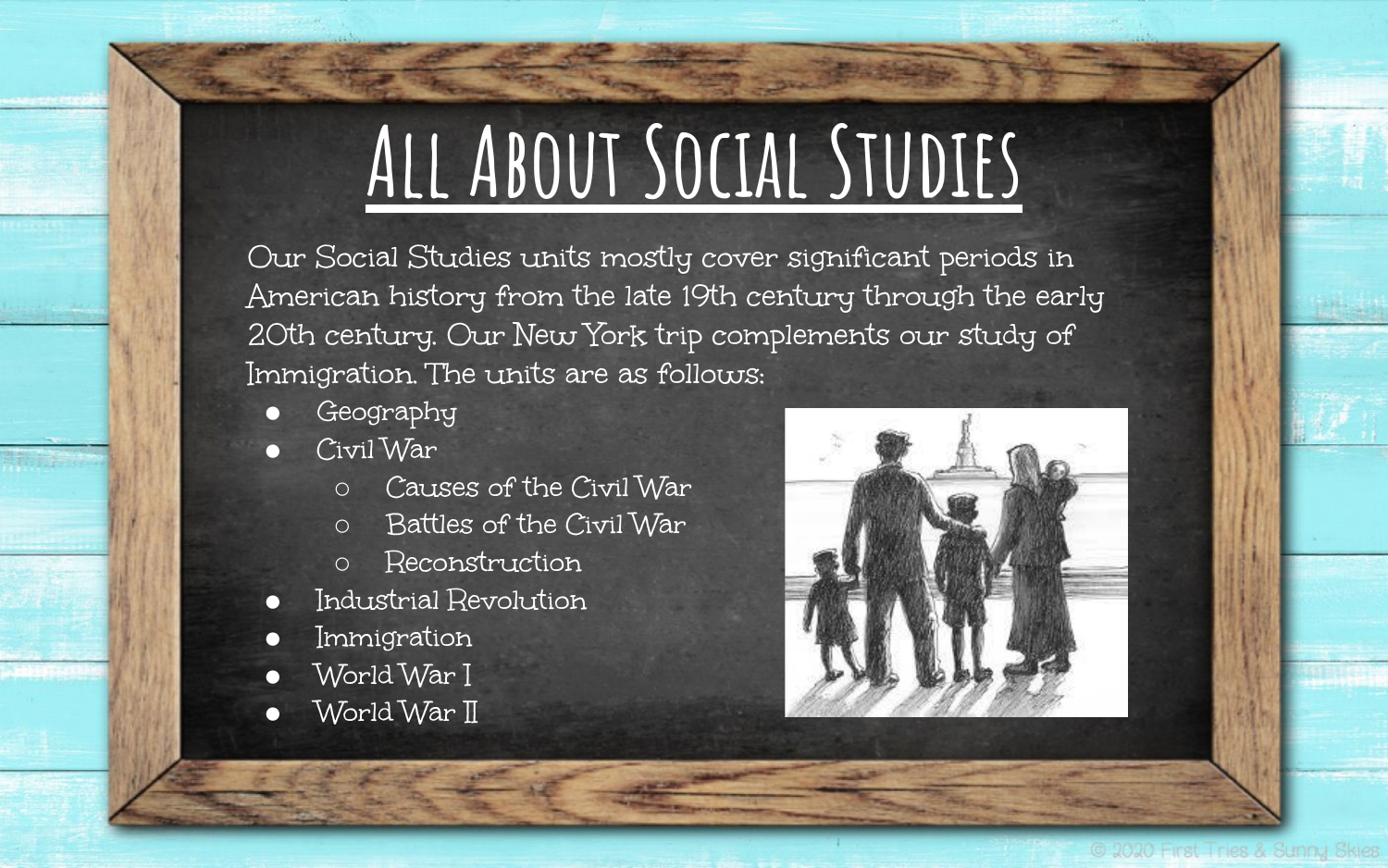# All About Social Studies

Our Social Studies units mostly cover significant periods in American history from the late 19th century through the early 20th century. Our New York trip complements our study of Immigration. The units are as follows:

- Geography
- Civil War
  - Causes of the Civil War
  - Battles of the Civil War
  - Reconstruction
- Industrial Revolution
- Immigration
- World War I
- World War II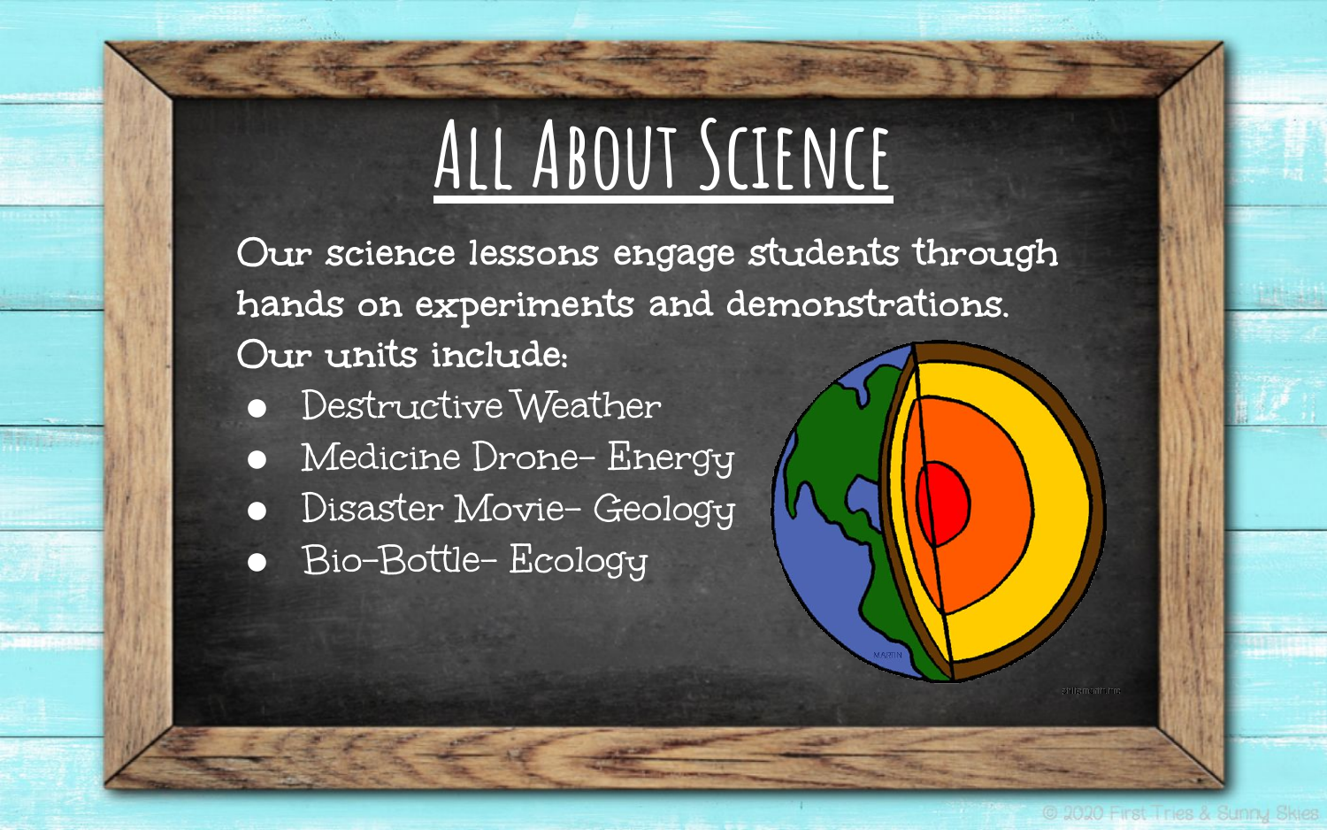# All About Science

Our science lessons engage students through hands on experiments and demonstrations. Our units include:

- Destructive Weather
- Medicine Drone- Energy
- Disaster Movie- Geology
- Bio-Bottle- Ecology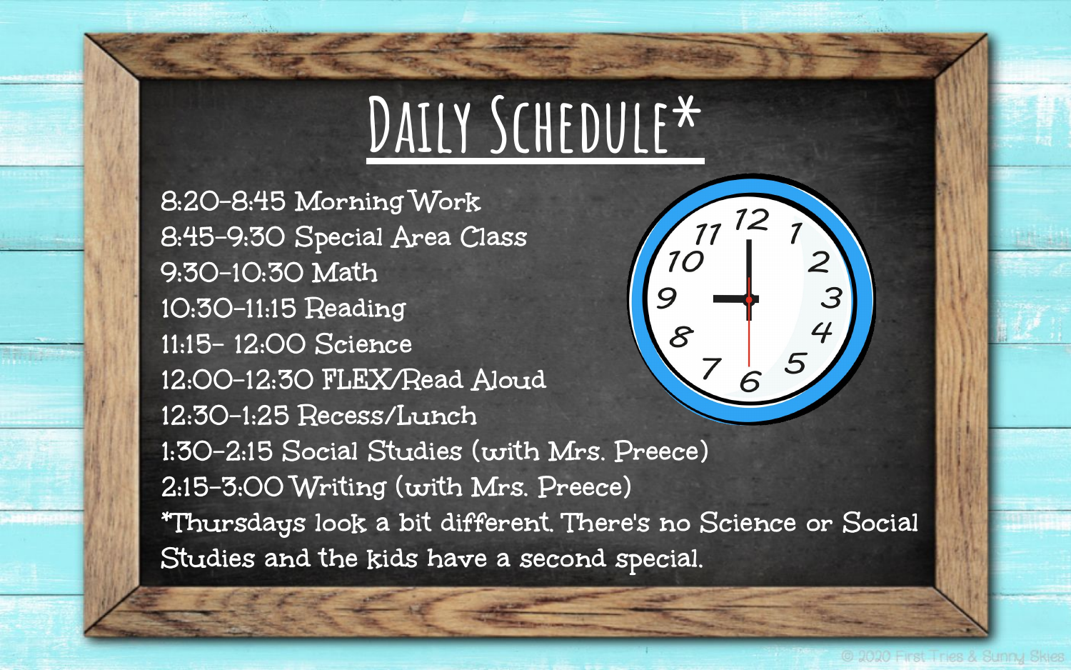# Daily Schedule*

8:20-8:45 Morning Work
8:45-9:30 Special Area Class
9:30-10:30 Math
10:30-11:15 Reading
11:15- 12:00 Science
12:00-12:30 FLEX/Read Aloud
12:30-1:25 Recess/Lunch
1:30-2:15 Social Studies (with Mrs. Preece)
2:15-3:00 Writing (with Mrs. Preece)

*Thursdays look a bit different. There's no Science or Social Studies and the kids have a second special.

© 2020 First Tries & Sunny Skies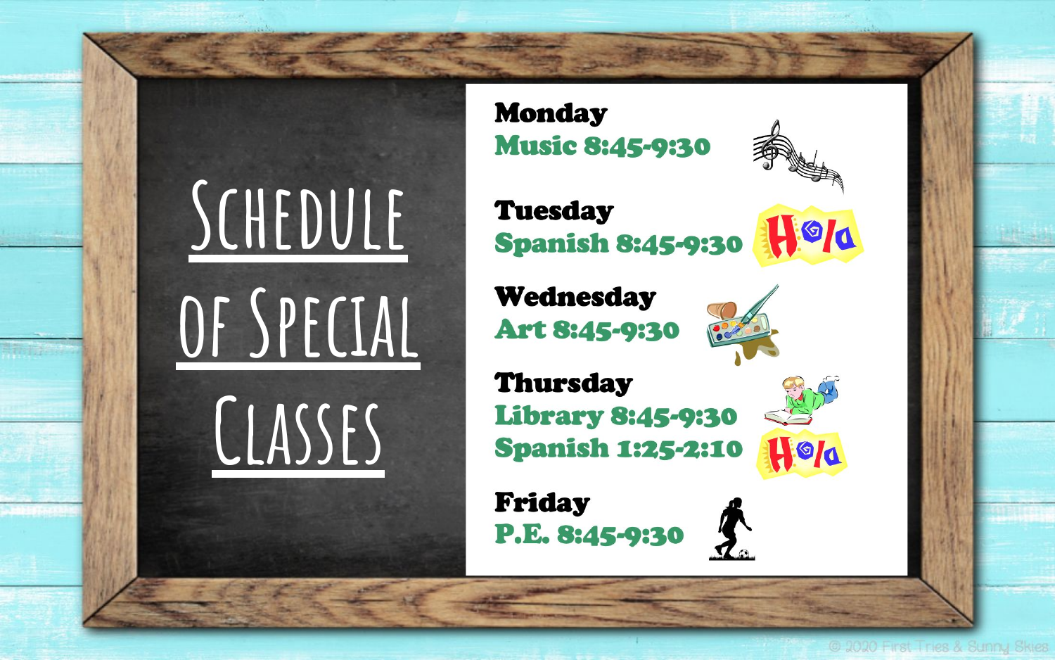# Schedule of Special Classes

**Monday**
Music 8:45-9:30

**Tuesday**
Spanish 8:45-9:30

**Wednesday**
Art 8:45-9:30

**Thursday**
Library 8:45-9:30
Spanish 1:25-2:10

**Friday**
P.E. 8:45-9:30

© 2020 First Tries & Sunny Skies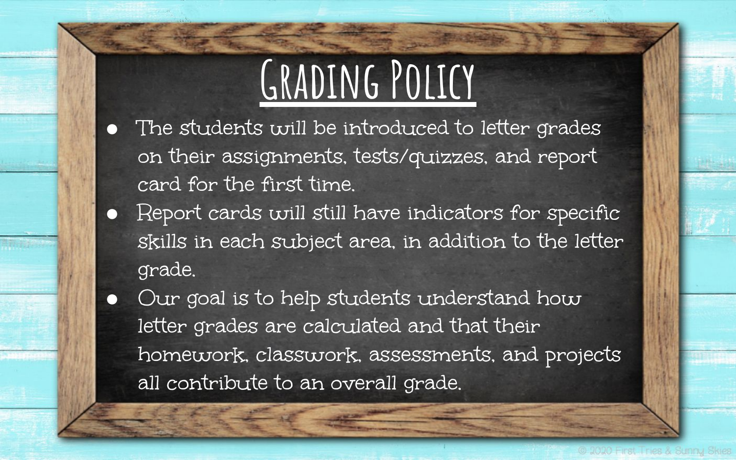# Grading Policy

- The students will be introduced to letter grades on their assignments, tests/quizzes, and report card for the first time.
- Report cards will still have indicators for specific skills in each subject area, in addition to the letter grade.
- Our goal is to help students understand how letter grades are calculated and that their homework, classwork, assessments, and projects all contribute to an overall grade.

© 2020 First Tries & Sunny Skies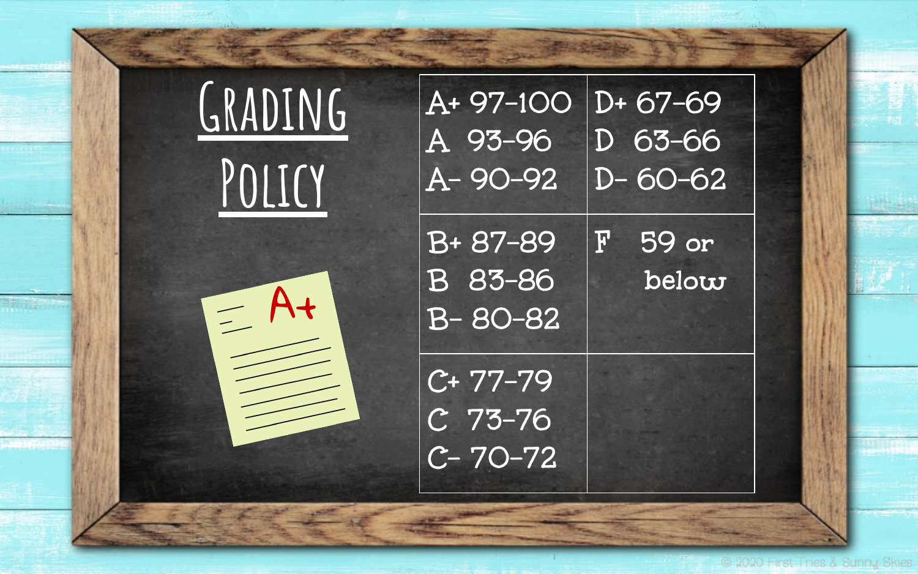# Grading Policy

| | |
|---|---|
| A+ 97-100<br>A 93-96<br>A- 90-92 | D+ 67-69<br>D 63-66<br>D- 60-62 |
| B+ 87-89<br>B 83-86<br>B- 80-82 | F 59 or below |
| C+ 77-79<br>C 73-76<br>C- 70-72 | |

© 2020 First Tries & Sunny Skies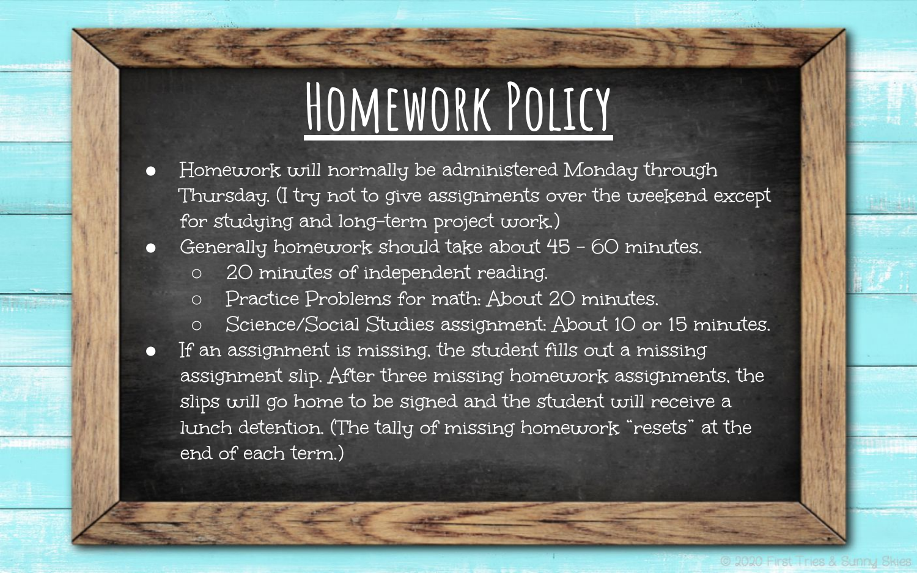# Homework Policy

- Homework will normally be administered Monday through Thursday. (I try not to give assignments over the weekend except for studying and long-term project work.)
- Generally homework should take about 45 - 60 minutes.
  - 20 minutes of independent reading.
  - Practice Problems for math: About 20 minutes.
  - Science/Social Studies assignment: About 10 or 15 minutes.
- If an assignment is missing, the student fills out a missing assignment slip. After three missing homework assignments, the slips will go home to be signed and the student will receive a lunch detention. (The tally of missing homework "resets" at the end of each term.)

© 2020 First Tries & Sunny Skies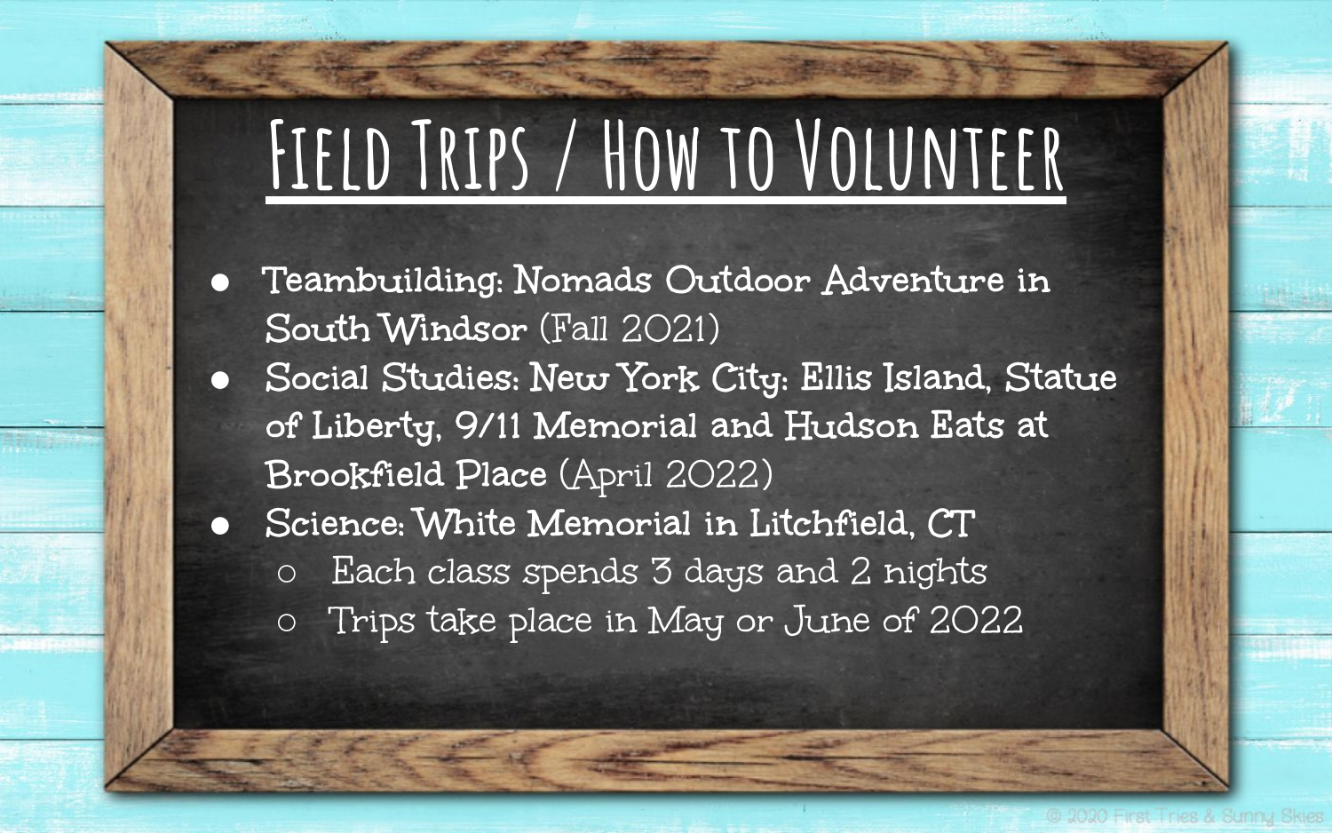# Field Trips / How to Volunteer

- Teambuilding: Nomads Outdoor Adventure in South Windsor (Fall 2021)
- Social Studies: New York City: Ellis Island, Statue of Liberty, 9/11 Memorial and Hudson Eats at Brookfield Place (April 2022)
- Science: White Memorial in Litchfield, CT
  - Each class spends 3 days and 2 nights
  - Trips take place in May or June of 2022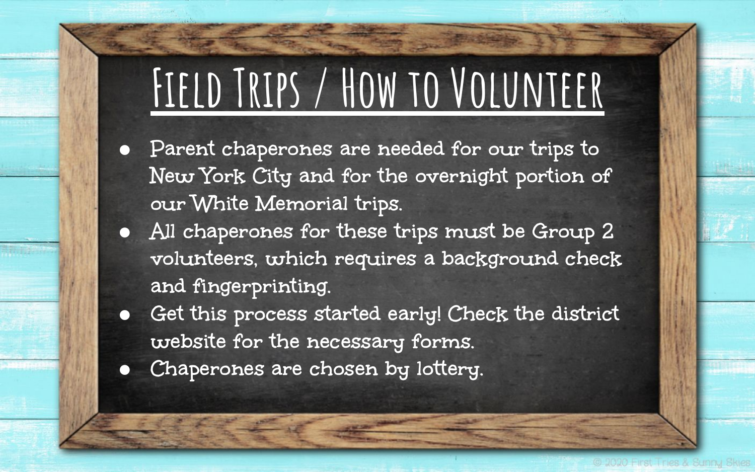# Field Trips / How to Volunteer

- Parent chaperones are needed for our trips to New York City and for the overnight portion of our White Memorial trips.
- All chaperones for these trips must be Group 2 volunteers, which requires a background check and fingerprinting.
- Get this process started early! Check the district website for the necessary forms.
- Chaperones are chosen by lottery.

© 2020 First Tries & Sunny Skies